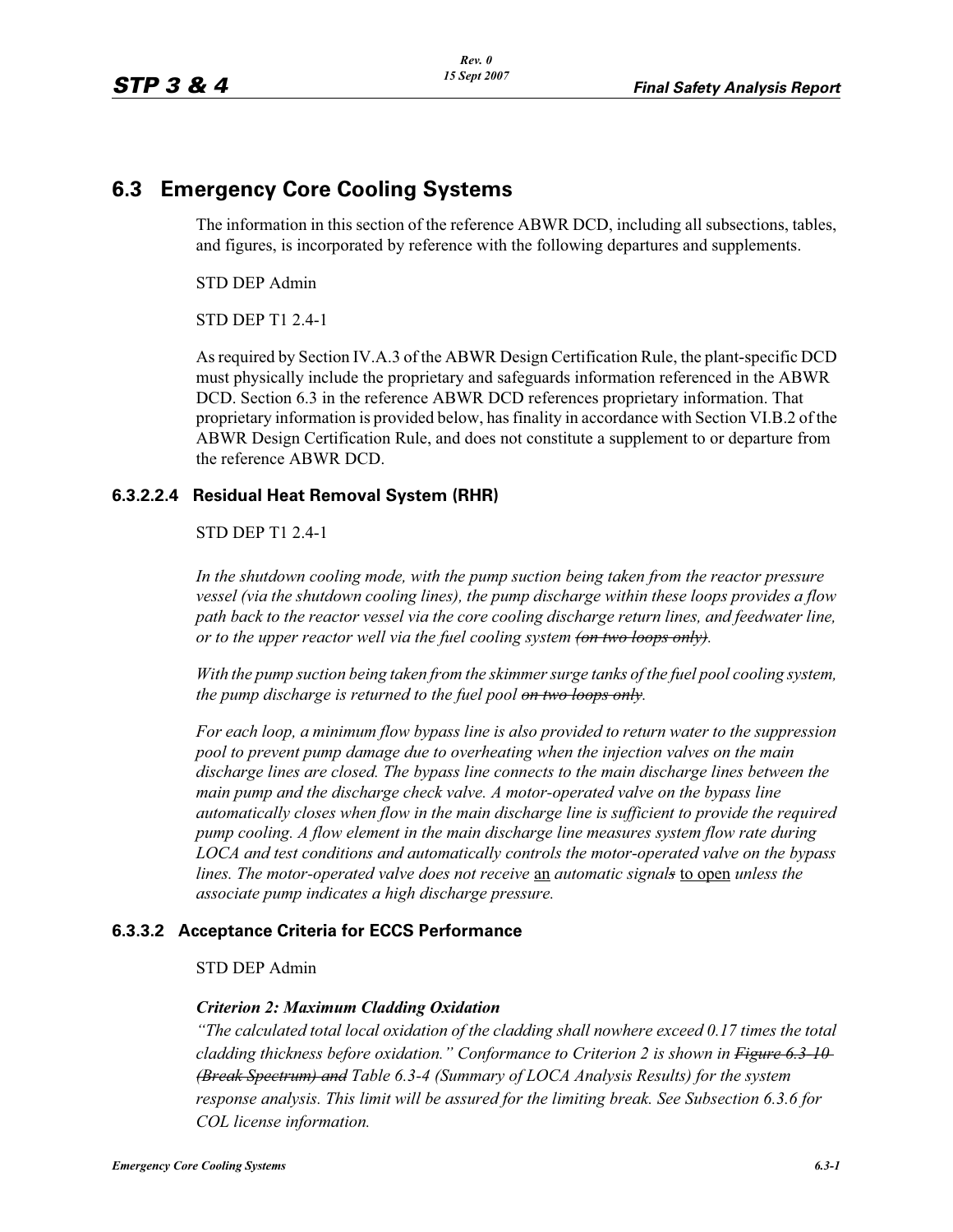# 6.3 Emergency Core Cooling Systems

The information in this section of the reference ABWR DCD, including all subsections, tables, and figures, is incorporated by reference with the following departures and supplements.

STD DEP Admin

STD DEP T1 2.4-1

As required by Section IV.A.3 of the ABWR Design Certification Rule, the plant-specific DCD must physically include the proprietary and safeguards information referenced in the ABWR DCD. Section 6.3 in the reference ABWR DCD references proprietary information. That proprietary information is provided below, has finality in accordance with Section VI.B.2 of the ABWR Design Certification Rule, and does not constitute a supplement to or departure from the reference ABWR DCD.

### 6.3.2.2.4 Residual Heat Removal System (RHR)

STD DEP T1 2.4-1

*In the shutdown cooling mode, with the pump suction being taken from the reactor pressure vessel (via the shutdown cooling lines), the pump discharge within these loops provides a flow path back to the reactor vessel via the core cooling discharge return lines, and feedwater line, or to the upper reactor well via the fuel cooling system ~~(on two loops only)~~.*

*With the pump suction being taken from the skimmer surge tanks of the fuel pool cooling system, the pump discharge is returned to the fuel pool ~~on two loops only~~.*

*For each loop, a minimum flow bypass line is also provided to return water to the suppression pool to prevent pump damage due to overheating when the injection valves on the main discharge lines are closed. The bypass line connects to the main discharge lines between the main pump and the discharge check valve. A motor-operated valve on the bypass line automatically closes when flow in the main discharge line is sufficient to provide the required pump cooling. A flow element in the main discharge line measures system flow rate during LOCA and test conditions and automatically controls the motor-operated valve on the bypass lines. The motor-operated valve does not receive* <u>an</u> *automatic signal~~s~~* <u>to open</u> *unless the associate pump indicates a high discharge pressure.*

### 6.3.3.2 Acceptance Criteria for ECCS Performance

STD DEP Admin

***Criterion 2: Maximum Cladding Oxidation***

*"The calculated total local oxidation of the cladding shall nowhere exceed 0.17 times the total cladding thickness before oxidation." Conformance to Criterion 2 is shown in ~~Figure 6.3-10 (Break Spectrum) and~~ Table 6.3-4 (Summary of LOCA Analysis Results) for the system response analysis. This limit will be assured for the limiting break. See Subsection 6.3.6 for COL license information.*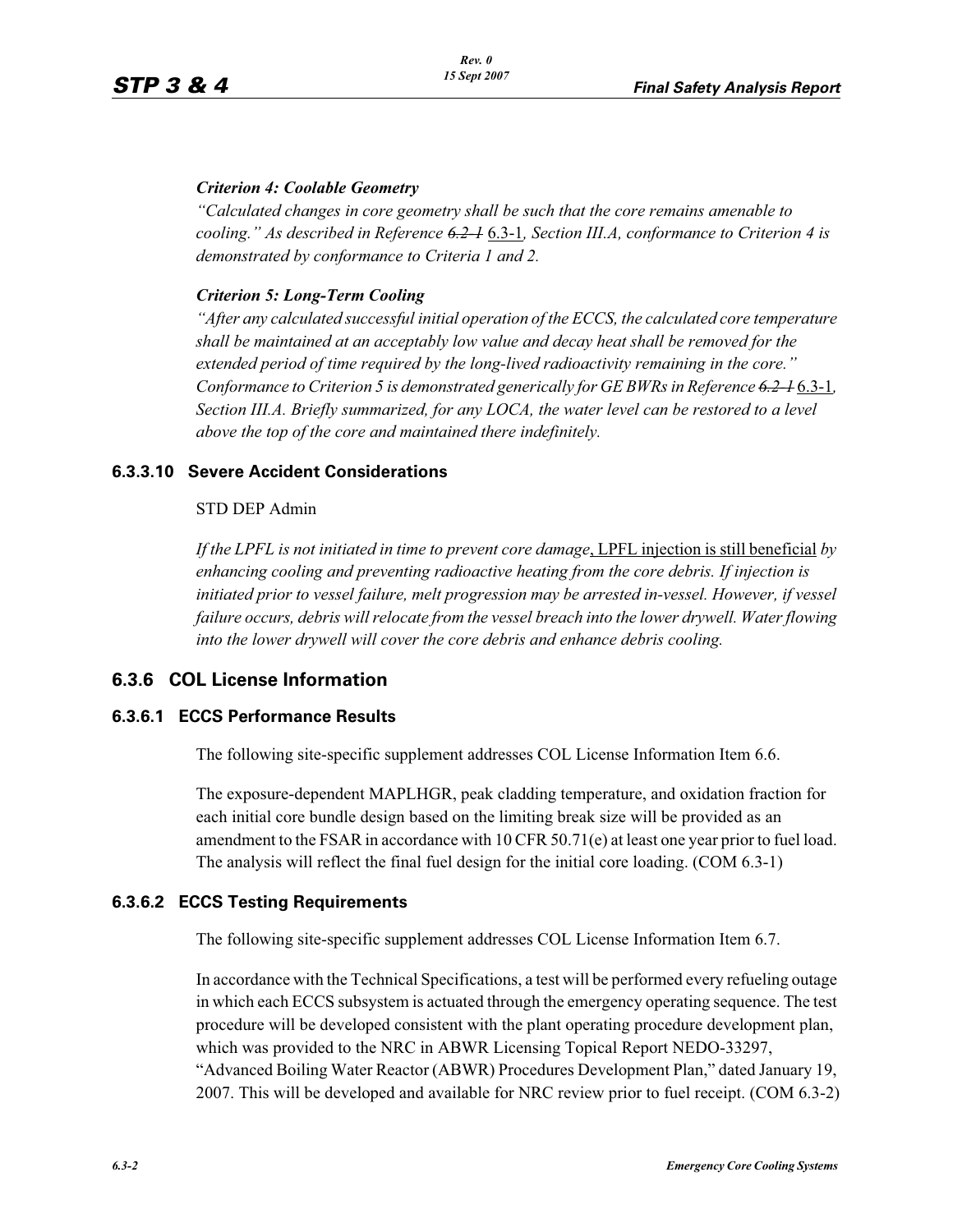***Criterion 4: Coolable Geometry***

*"Calculated changes in core geometry shall be such that the core remains amenable to cooling." As described in Reference* ~~*6.2-1*~~ 6.3-1*, Section III.A, conformance to Criterion 4 is demonstrated by conformance to Criteria 1 and 2.*

***Criterion 5: Long-Term Cooling***

*"After any calculated successful initial operation of the ECCS, the calculated core temperature shall be maintained at an acceptably low value and decay heat shall be removed for the extended period of time required by the long-lived radioactivity remaining in the core." Conformance to Criterion 5 is demonstrated generically for GE BWRs in Reference* ~~*6.2-1*~~ 6.3-1*, Section III.A. Briefly summarized, for any LOCA, the water level can be restored to a level above the top of the core and maintained there indefinitely.*

### 6.3.3.10 Severe Accident Considerations

STD DEP Admin

*If the LPFL is not initiated in time to prevent core damage*, LPFL injection is still beneficial *by enhancing cooling and preventing radioactive heating from the core debris. If injection is initiated prior to vessel failure, melt progression may be arrested in-vessel. However, if vessel failure occurs, debris will relocate from the vessel breach into the lower drywell. Water flowing into the lower drywell will cover the core debris and enhance debris cooling.*

## 6.3.6 COL License Information

### 6.3.6.1 ECCS Performance Results

The following site-specific supplement addresses COL License Information Item 6.6.

The exposure-dependent MAPLHGR, peak cladding temperature, and oxidation fraction for each initial core bundle design based on the limiting break size will be provided as an amendment to the FSAR in accordance with 10 CFR 50.71(e) at least one year prior to fuel load. The analysis will reflect the final fuel design for the initial core loading. (COM 6.3-1)

### 6.3.6.2 ECCS Testing Requirements

The following site-specific supplement addresses COL License Information Item 6.7.

In accordance with the Technical Specifications, a test will be performed every refueling outage in which each ECCS subsystem is actuated through the emergency operating sequence. The test procedure will be developed consistent with the plant operating procedure development plan, which was provided to the NRC in ABWR Licensing Topical Report NEDO-33297, "Advanced Boiling Water Reactor (ABWR) Procedures Development Plan," dated January 19, 2007. This will be developed and available for NRC review prior to fuel receipt. (COM 6.3-2)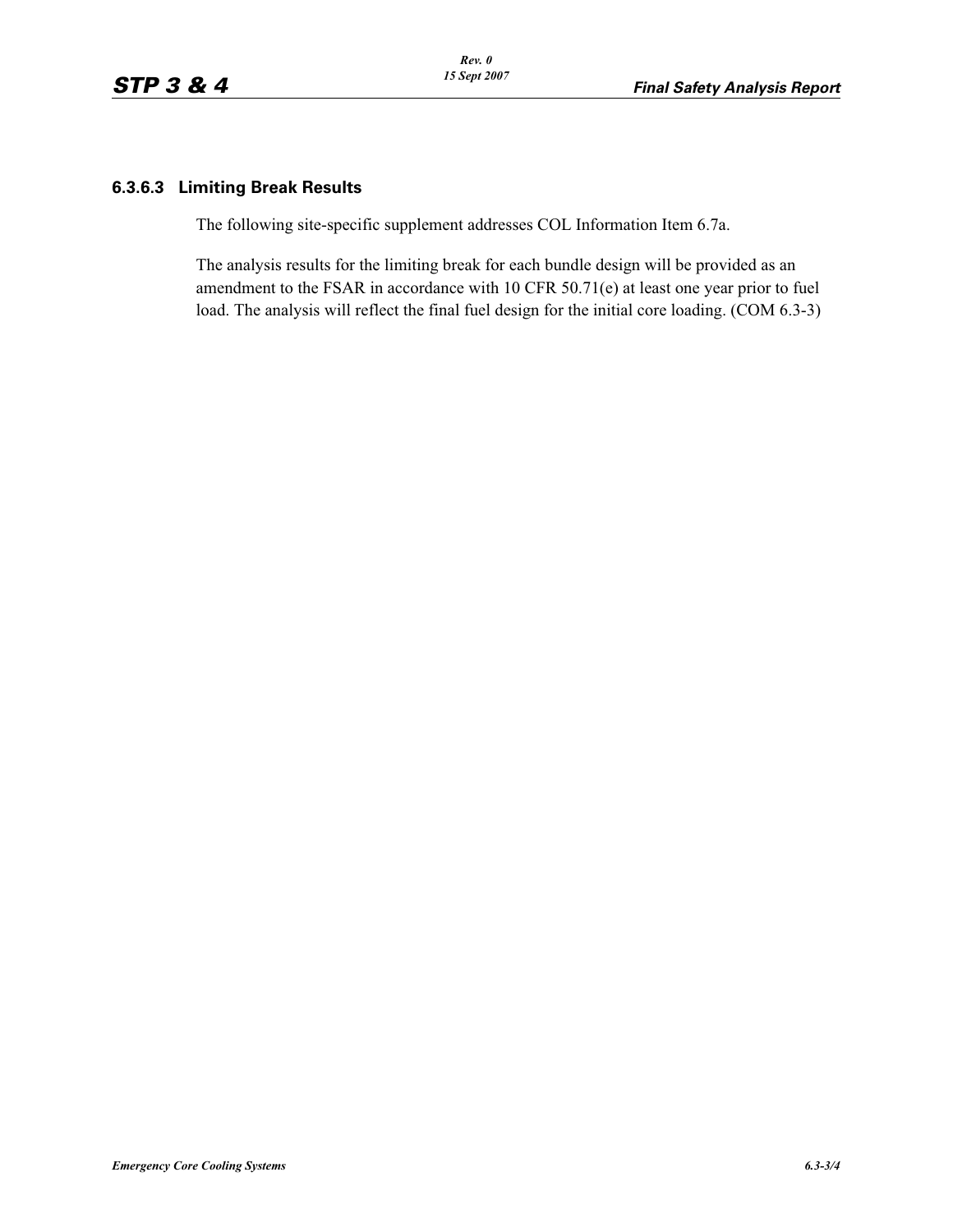### 6.3.6.3 Limiting Break Results

The following site-specific supplement addresses COL Information Item 6.7a.

The analysis results for the limiting break for each bundle design will be provided as an amendment to the FSAR in accordance with 10 CFR 50.71(e) at least one year prior to fuel load. The analysis will reflect the final fuel design for the initial core loading. (COM 6.3-3)